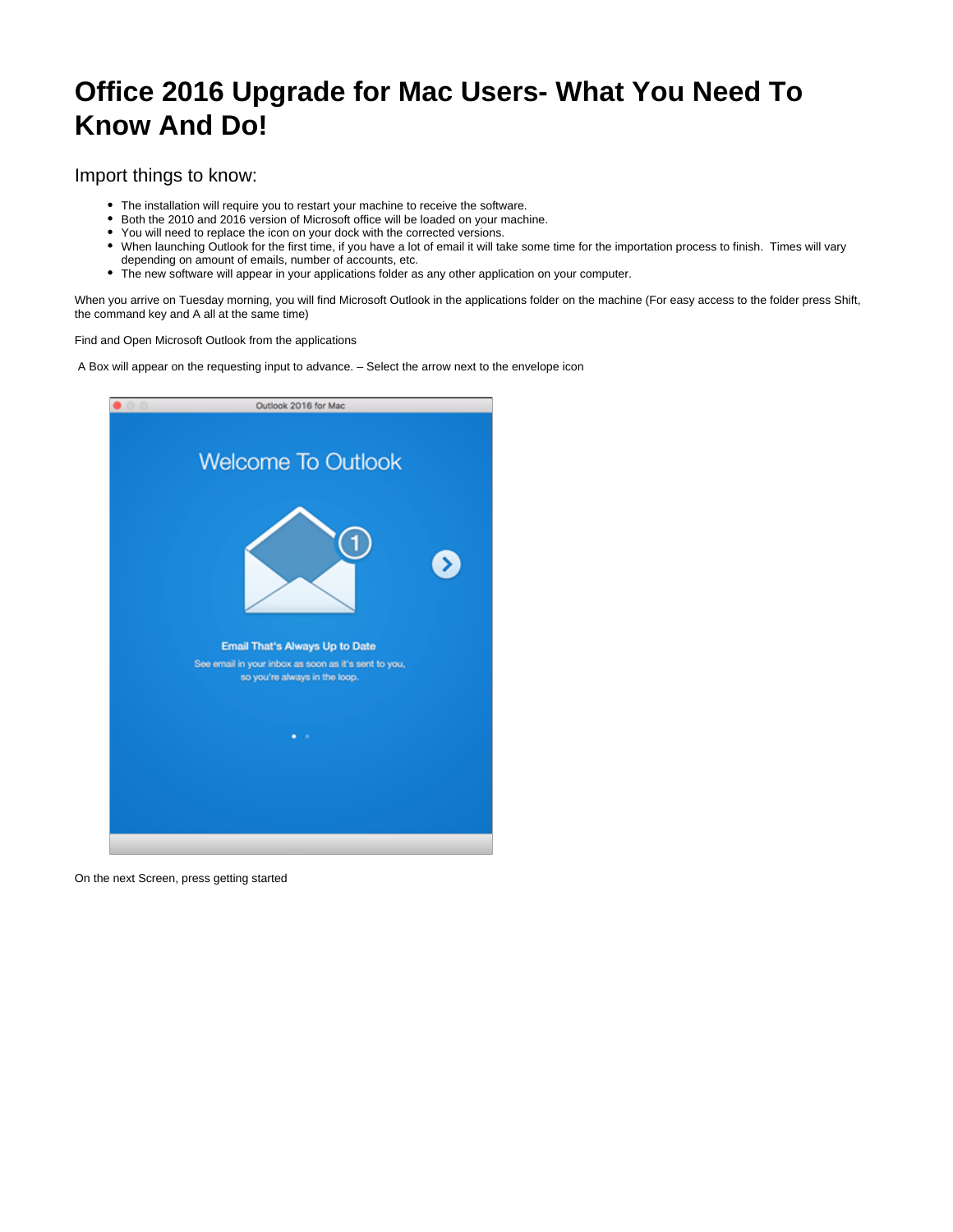# Office 2016 Upgrade for Mac Users- What You Need To Know And Do!

## Import things to know:

- The installation will require you to restart your machine to receive the software.
- Both the 2010 and 2016 version of Microsoft office will be loaded on your machine.
- You will need to replace the icon on your dock with the corrected versions.
- When launching Outlook for the first time, if you have a lot of email it will take some time for the importation process to finish. Times will vary depending on amount of emails, number of accounts, etc.
- The new software will appear in your applications folder as any other application on your computer.

When you arrive on Tuesday morning, you will find Microsoft Outlook in the applications folder on the machine (For easy access to the folder press Shift, the command key and A all at the same time)

Find and Open Microsoft Outlook from the applications

A Box will appear on the requesting input to advance. – Select the arrow next to the envelope icon

On the next Screen, press getting started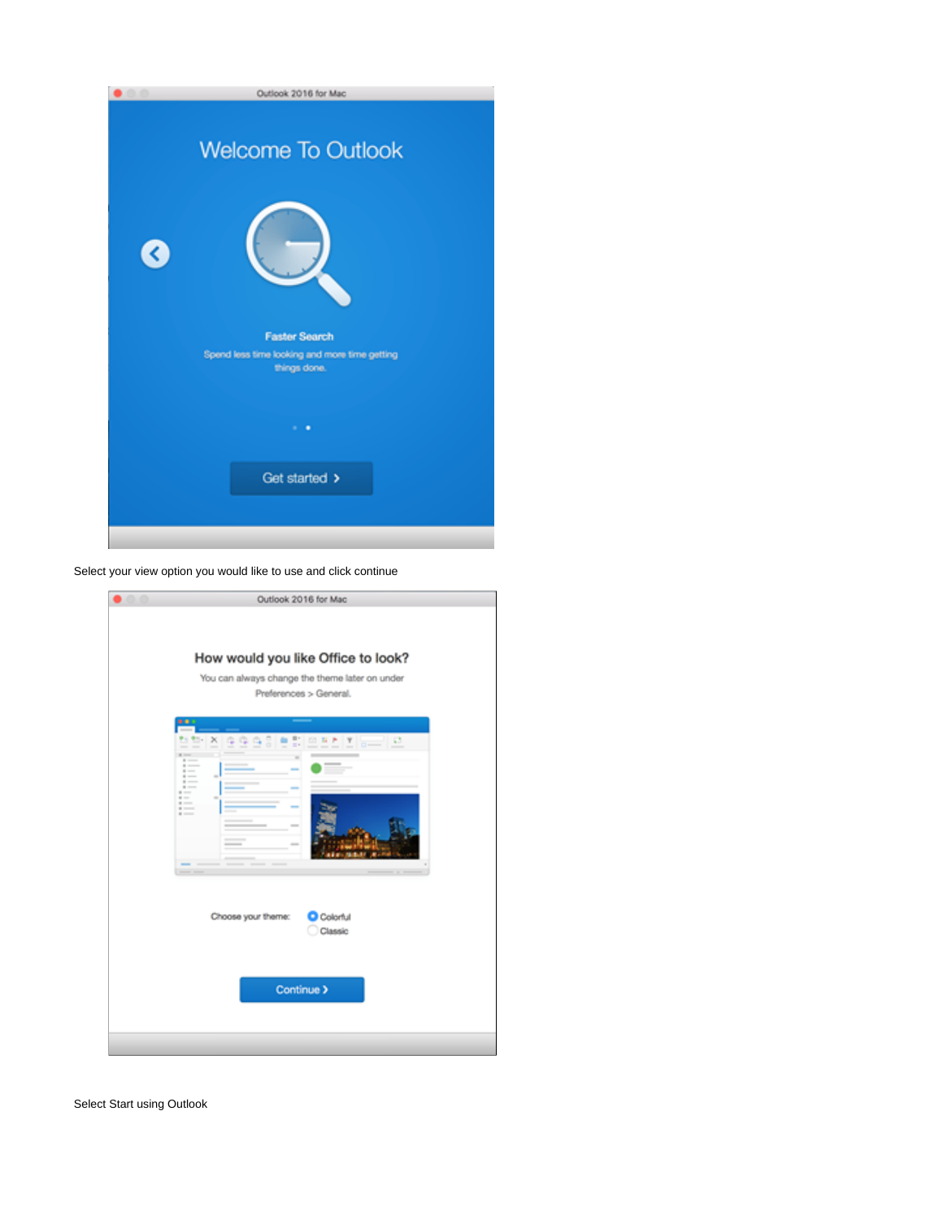Select your view option you would like to use and click continue

Select Start using Outlook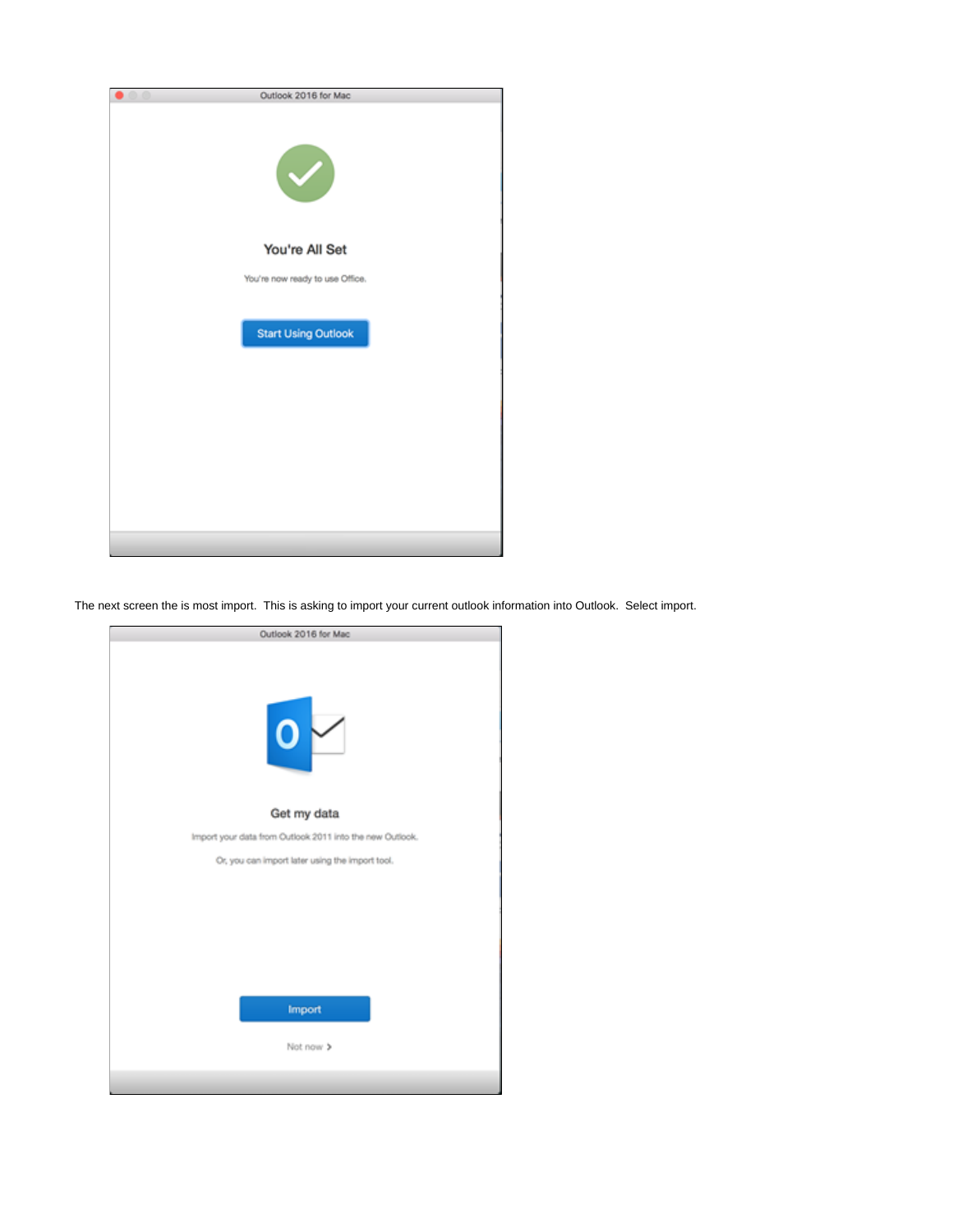The next screen the is most import. This is asking to import your current outlook information into Outlook. Select import.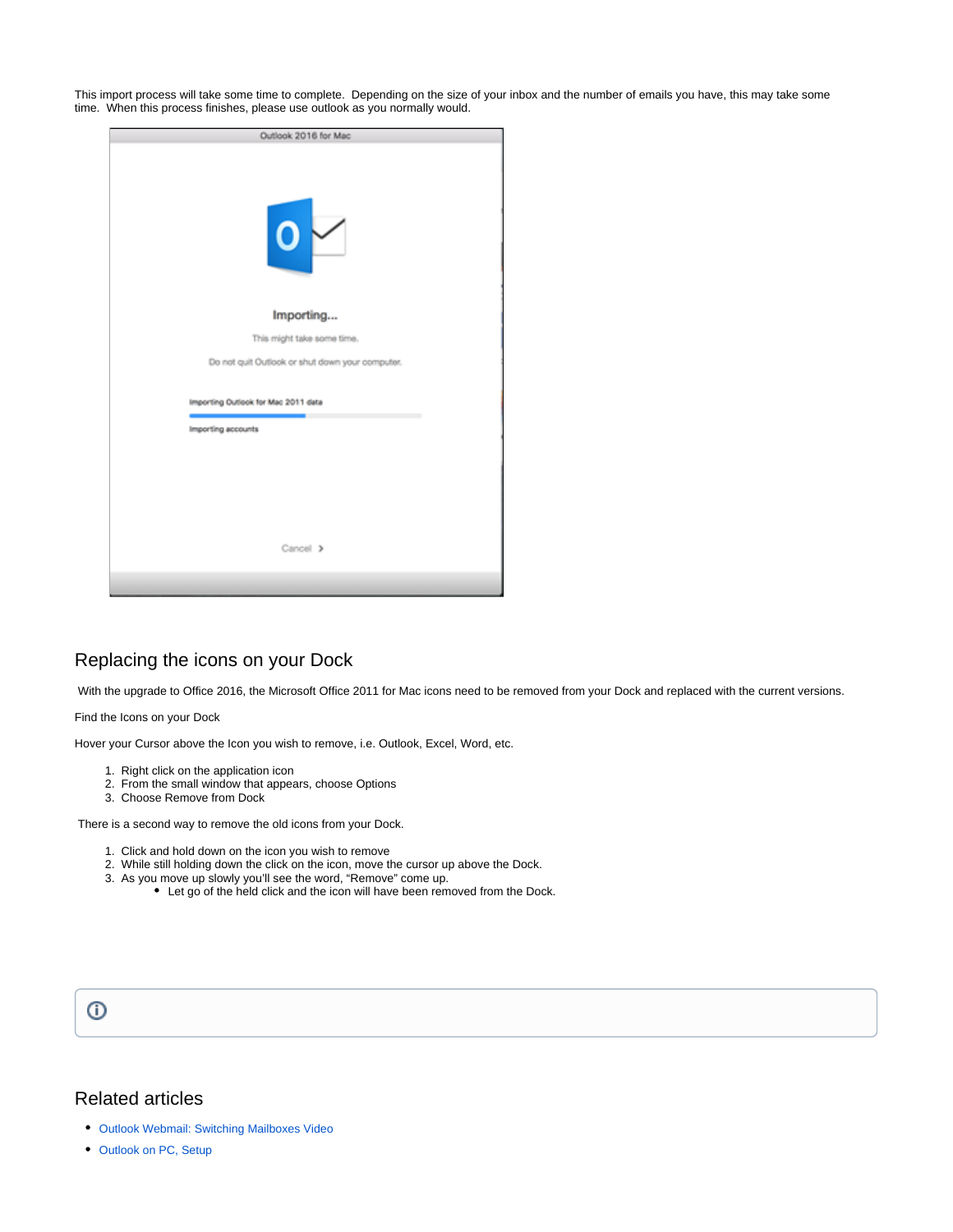This import process will take some time to complete. Depending on the size of your inbox and the number of emails you have, this may take some time. When this process finishes, please use outlook as you normally would.

## Replacing the icons on your Dock

With the upgrade to Office 2016, the Microsoft Office 2011 for Mac icons need to be removed from your Dock and replaced with the current versions.

Find the Icons on your Dock

Hover your Cursor above the Icon you wish to remove, i.e. Outlook, Excel, Word, etc.

1. Right click on the application icon
2. From the small window that appears, choose Options
3. Choose Remove from Dock

There is a second way to remove the old icons from your Dock.

1. Click and hold down on the icon you wish to remove
2. While still holding down the click on the icon, move the cursor up above the Dock.
3. As you move up slowly you'll see the word, "Remove" come up.
    - Let go of the held click and the icon will have been removed from the Dock.

## Related articles

- Outlook Webmail: Switching Mailboxes Video
- Outlook on PC, Setup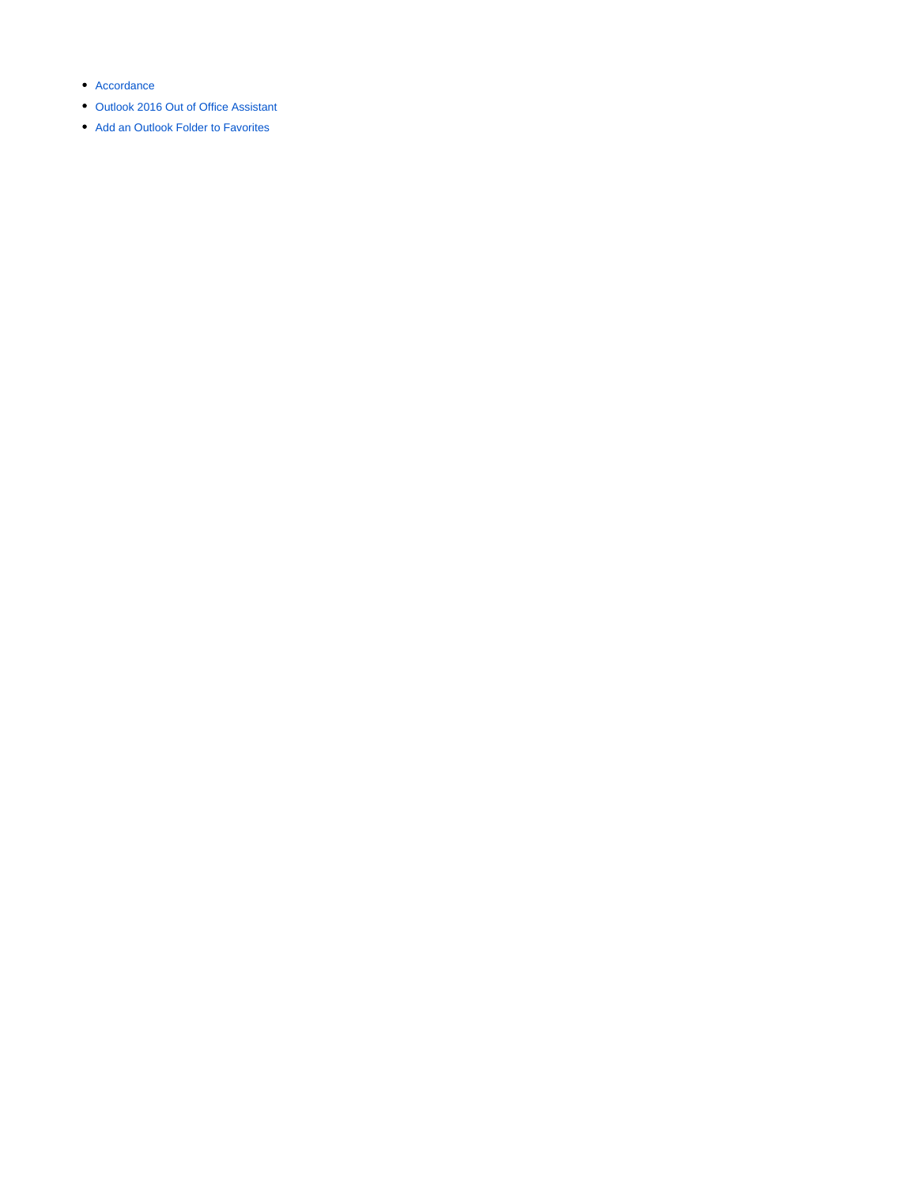- Accordance
- Outlook 2016 Out of Office Assistant
- Add an Outlook Folder to Favorites